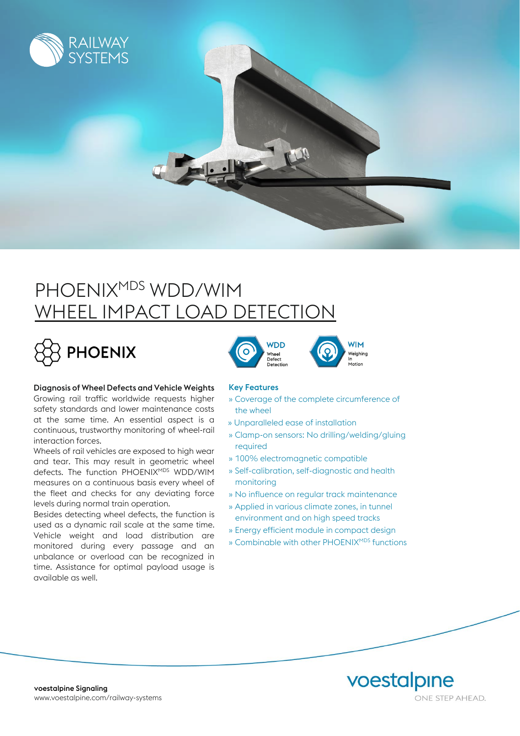RAILWAY SYSTEMS

# PHOENIX$^{MDS}$ WDD/WIM

# WHEEL IMPACT LOAD DETECTION

**PHOENIX**

WDD Wheel Defect Detection

WIM Weighing In Motion

### Diagnosis of Wheel Defects and Vehicle Weights

Growing rail traffic worldwide requests higher safety standards and lower maintenance costs at the same time. An essential aspect is a continuous, trustworthy monitoring of wheel-rail interaction forces.

Wheels of rail vehicles are exposed to high wear and tear. This may result in geometric wheel defects. The function PHOENIX$^{MDS}$ WDD/WIM measures on a continuous basis every wheel of the fleet and checks for any deviating force levels during normal train operation.

Besides detecting wheel defects, the function is used as a dynamic rail scale at the same time. Vehicle weight and load distribution are monitored during every passage and an unbalance or overload can be recognized in time. Assistance for optimal payload usage is available as well.

### Key Features

- » Coverage of the complete circumference of the wheel
- » Unparalleled ease of installation
- » Clamp-on sensors: No drilling/welding/gluing required
- » 100% electromagnetic compatible
- » Self-calibration, self-diagnostic and health monitoring
- » No influence on regular track maintenance
- » Applied in various climate zones, in tunnel environment and on high speed tracks
- » Energy efficient module in compact design
- » Combinable with other PHOENIX$^{MDS}$ functions

**voestalpine Signaling**
www.voestalpine.com/railway-systems

voestalpine
ONE STEP AHEAD.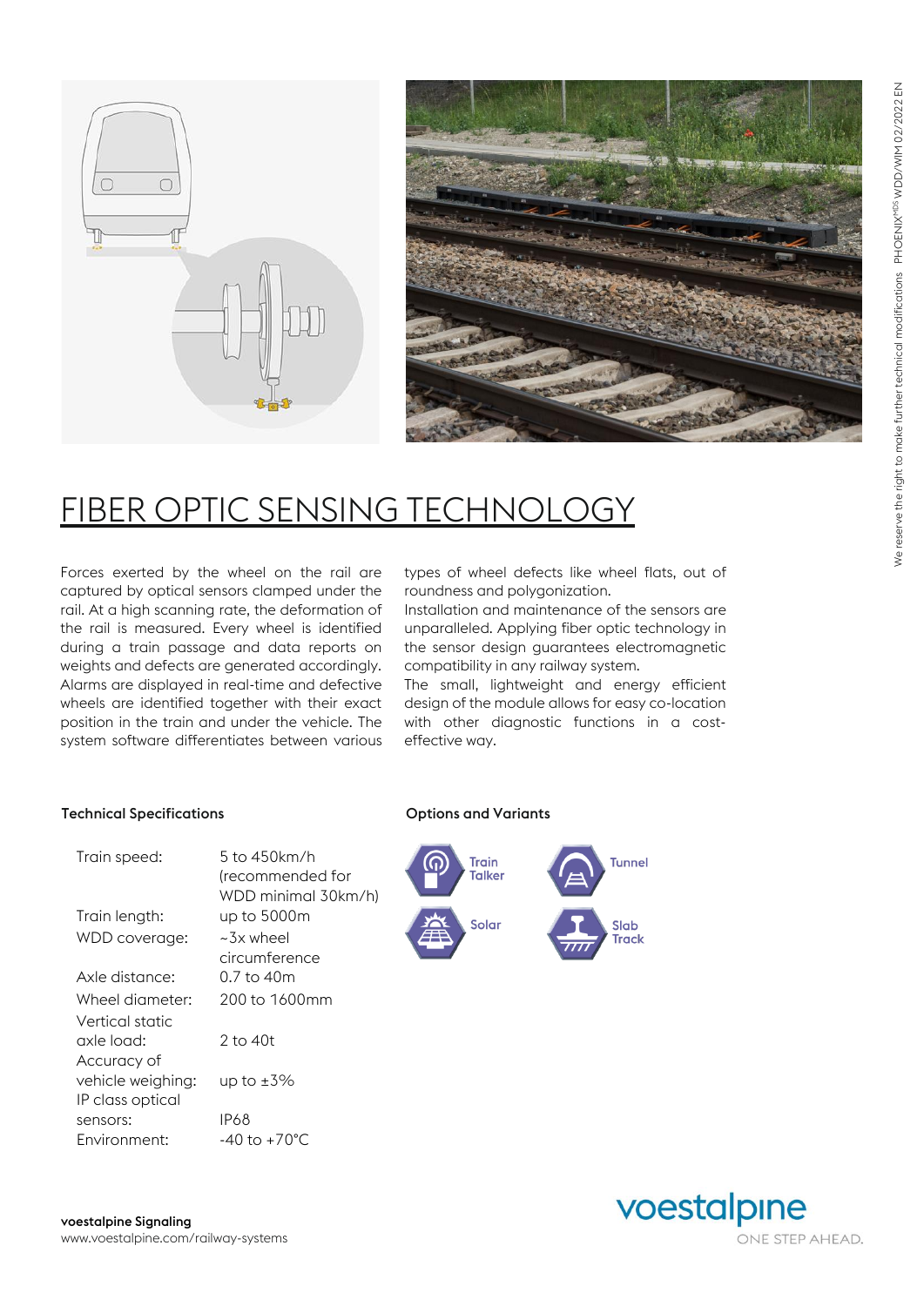# FIBER OPTIC SENSING TECHNOLOGY

Forces exerted by the wheel on the rail are captured by optical sensors clamped under the rail. At a high scanning rate, the deformation of the rail is measured. Every wheel is identified during a train passage and data reports on weights and defects are generated accordingly. Alarms are displayed in real-time and defective wheels are identified together with their exact position in the train and under the vehicle. The system software differentiates between various types of wheel defects like wheel flats, out of roundness and polygonization.

Installation and maintenance of the sensors are unparalleled. Applying fiber optic technology in the sensor design guarantees electromagnetic compatibility in any railway system.

The small, lightweight and energy efficient design of the module allows for easy co-location with other diagnostic functions in a cost-effective way.

### Technical Specifications

| | |
|---|---|
| Train speed: | 5 to 450km/h (recommended for WDD minimal 30km/h) |
| Train length: | up to 5000m |
| WDD coverage: | ~3x wheel circumference |
| Axle distance: | 0.7 to 40m |
| Wheel diameter: | 200 to 1600mm |
| Vertical static axle load: | 2 to 40t |
| Accuracy of vehicle weighing: | up to ±3% |
| IP class optical sensors: | IP68 |
| Environment: | -40 to +70°C |

### Options and Variants

- Train Talker
- Tunnel
- Solar
- Slab Track

**voestalpine Signaling**
www.voestalpine.com/railway-systems

voestalpine
ONE STEP AHEAD.

We reserve the right to make further technical modifications PHOENIX[MDS] WDD/WIM 02/2022 EN